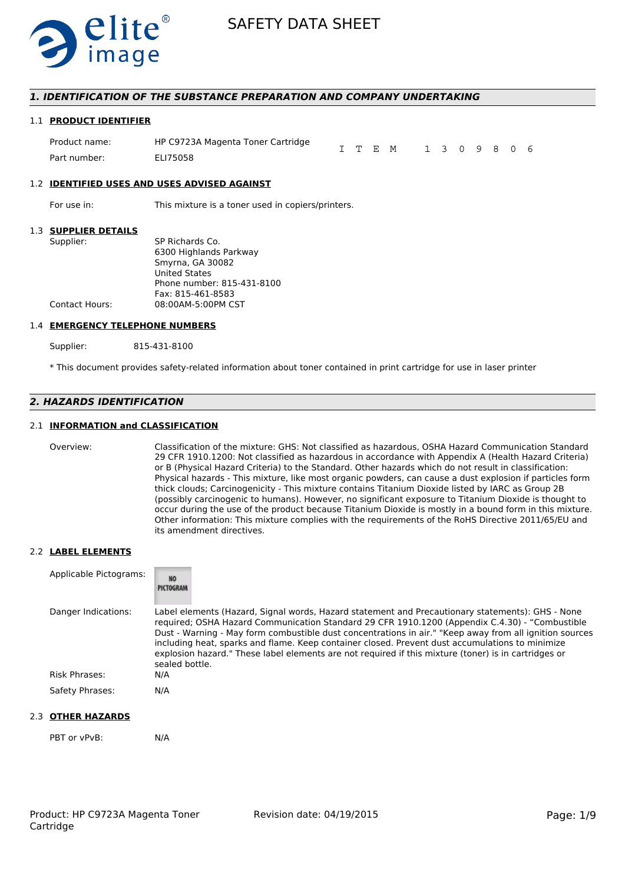# SAFETY DATA SHEET

## 1. IDENTIFICATION OF THE SUBSTANCE PREPARATION AND COMPANY UNDERTAKING

### 1.1 PRODUCT IDENTIFIER

Product name: HP C9723A Magenta Toner Cartridge

Part number: ELI75058

ITEM 1309806

### 1.2 IDENTIFIED USES AND USES ADVISED AGAINST

For use in: This mixture is a toner used in copiers/printers.

### 1.3 SUPPLIER DETAILS

Supplier: SP Richards Co.
6300 Highlands Parkway
Smyrna, GA 30082
United States
Phone number: 815-431-8100
Fax: 815-461-8583

Contact Hours: 08:00AM-5:00PM CST

### 1.4 EMERGENCY TELEPHONE NUMBERS

Supplier: 815-431-8100

* This document provides safety-related information about toner contained in print cartridge for use in laser printer

## 2. HAZARDS IDENTIFICATION

### 2.1 INFORMATION and CLASSIFICATION

Overview: Classification of the mixture: GHS: Not classified as hazardous, OSHA Hazard Communication Standard 29 CFR 1910.1200: Not classified as hazardous in accordance with Appendix A (Health Hazard Criteria) or B (Physical Hazard Criteria) to the Standard. Other hazards which do not result in classification: Physical hazards - This mixture, like most organic powders, can cause a dust explosion if particles form thick clouds; Carcinogenicity - This mixture contains Titanium Dioxide listed by IARC as Group 2B (possibly carcinogenic to humans). However, no significant exposure to Titanium Dioxide is thought to occur during the use of the product because Titanium Dioxide is mostly in a bound form in this mixture. Other information: This mixture complies with the requirements of the RoHS Directive 2011/65/EU and its amendment directives.

### 2.2 LABEL ELEMENTS

Applicable Pictograms: NO PICTOGRAM

Danger Indications: Label elements (Hazard, Signal words, Hazard statement and Precautionary statements): GHS - None required; OSHA Hazard Communication Standard 29 CFR 1910.1200 (Appendix C.4.30) - "Combustible Dust - Warning - May form combustible dust concentrations in air." "Keep away from all ignition sources including heat, sparks and flame. Keep container closed. Prevent dust accumulations to minimize explosion hazard." These label elements are not required if this mixture (toner) is in cartridges or sealed bottle.

Risk Phrases: N/A

Safety Phrases: N/A

### 2.3 OTHER HAZARDS

PBT or vPvB: N/A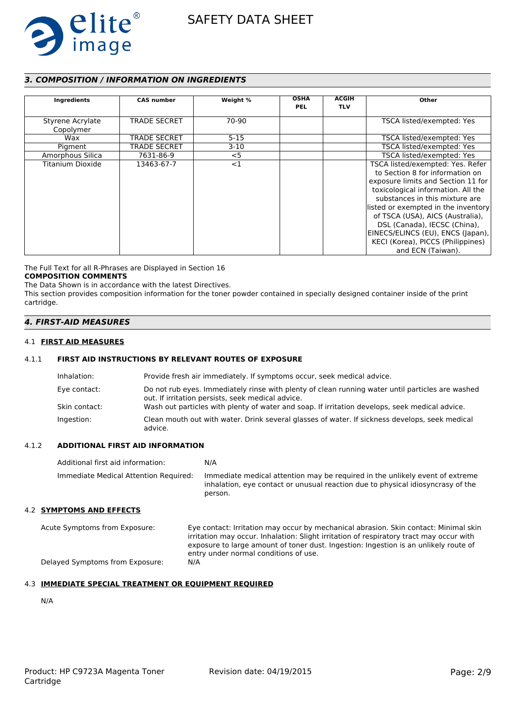## 3. COMPOSITION / INFORMATION ON INGREDIENTS

| Ingredients | CAS number | Weight % | OSHA PEL | ACGIH TLV | Other |
|---|---|---|---|---|---|
| Styrene Acrylate Copolymer | TRADE SECRET | 70-90 | | | TSCA listed/exempted: Yes |
| Wax | TRADE SECRET | 5-15 | | | TSCA listed/exempted: Yes |
| Pigment | TRADE SECRET | 3-10 | | | TSCA listed/exempted: Yes |
| Amorphous Silica | 7631-86-9 | <5 | | | TSCA listed/exempted: Yes |
| Titanium Dioxide | 13463-67-7 | <1 | | | TSCA listed/exempted: Yes. Refer to Section 8 for information on exposure limits and Section 11 for toxicological information. All the substances in this mixture are listed or exempted in the inventory of TSCA (USA), AICS (Australia), DSL (Canada), IECSC (China), EINECS/ELINCS (EU), ENCS (Japan), KECI (Korea), PICCS (Philippines) and ECN (Taiwan). |

The Full Text for all R-Phrases are Displayed in Section 16

**COMPOSITION COMMENTS**

The Data Shown is in accordance with the latest Directives.

This section provides composition information for the toner powder contained in specially designed container inside of the print cartridge.

## 4. FIRST-AID MEASURES

### 4.1 FIRST AID MEASURES

#### 4.1.1 FIRST AID INSTRUCTIONS BY RELEVANT ROUTES OF EXPOSURE

Inhalation: Provide fresh air immediately. If symptoms occur, seek medical advice.

Eye contact: Do not rub eyes. Immediately rinse with plenty of clean running water until particles are washed out. If irritation persists, seek medical advice.

Skin contact: Wash out particles with plenty of water and soap. If irritation develops, seek medical advice.

Ingestion: Clean mouth out with water. Drink several glasses of water. If sickness develops, seek medical advice.

#### 4.1.2 ADDITIONAL FIRST AID INFORMATION

Additional first aid information: N/A

Immediate Medical Attention Required: Immediate medical attention may be required in the unlikely event of extreme inhalation, eye contact or unusual reaction due to physical idiosyncrasy of the person.

### 4.2 SYMPTOMS AND EFFECTS

Acute Symptoms from Exposure: Eye contact: Irritation may occur by mechanical abrasion. Skin contact: Minimal skin irritation may occur. Inhalation: Slight irritation of respiratory tract may occur with exposure to large amount of toner dust. Ingestion: Ingestion is an unlikely route of entry under normal conditions of use.

Delayed Symptoms from Exposure: N/A

### 4.3 IMMEDIATE SPECIAL TREATMENT OR EQUIPMENT REQUIRED

N/A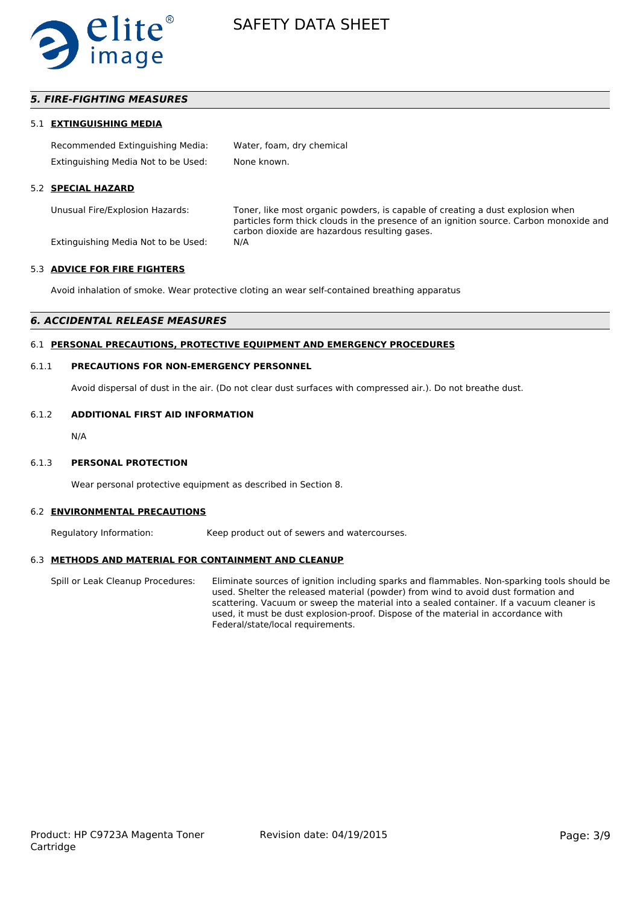## 5. FIRE-FIGHTING MEASURES

### 5.1 EXTINGUISHING MEDIA

| | |
|---|---|
| Recommended Extinguishing Media: | Water, foam, dry chemical |
| Extinguishing Media Not to be Used: | None known. |

### 5.2 SPECIAL HAZARD

| | |
|---|---|
| Unusual Fire/Explosion Hazards: | Toner, like most organic powders, is capable of creating a dust explosion when particles form thick clouds in the presence of an ignition source. Carbon monoxide and carbon dioxide are hazardous resulting gases. |
| Extinguishing Media Not to be Used: | N/A |

### 5.3 ADVICE FOR FIRE FIGHTERS

Avoid inhalation of smoke. Wear protective cloting an wear self-contained breathing apparatus

## 6. ACCIDENTAL RELEASE MEASURES

### 6.1 PERSONAL PRECAUTIONS, PROTECTIVE EQUIPMENT AND EMERGENCY PROCEDURES

#### 6.1.1 PRECAUTIONS FOR NON-EMERGENCY PERSONNEL

Avoid dispersal of dust in the air. (Do not clear dust surfaces with compressed air.). Do not breathe dust.

#### 6.1.2 ADDITIONAL FIRST AID INFORMATION

N/A

#### 6.1.3 PERSONAL PROTECTION

Wear personal protective equipment as described in Section 8.

### 6.2 ENVIRONMENTAL PRECAUTIONS

| | |
|---|---|
| Regulatory Information: | Keep product out of sewers and watercourses. |

### 6.3 METHODS AND MATERIAL FOR CONTAINMENT AND CLEANUP

| | |
|---|---|
| Spill or Leak Cleanup Procedures: | Eliminate sources of ignition including sparks and flammables. Non-sparking tools should be used. Shelter the released material (powder) from wind to avoid dust formation and scattering. Vacuum or sweep the material into a sealed container. If a vacuum cleaner is used, it must be dust explosion-proof. Dispose of the material in accordance with Federal/state/local requirements. |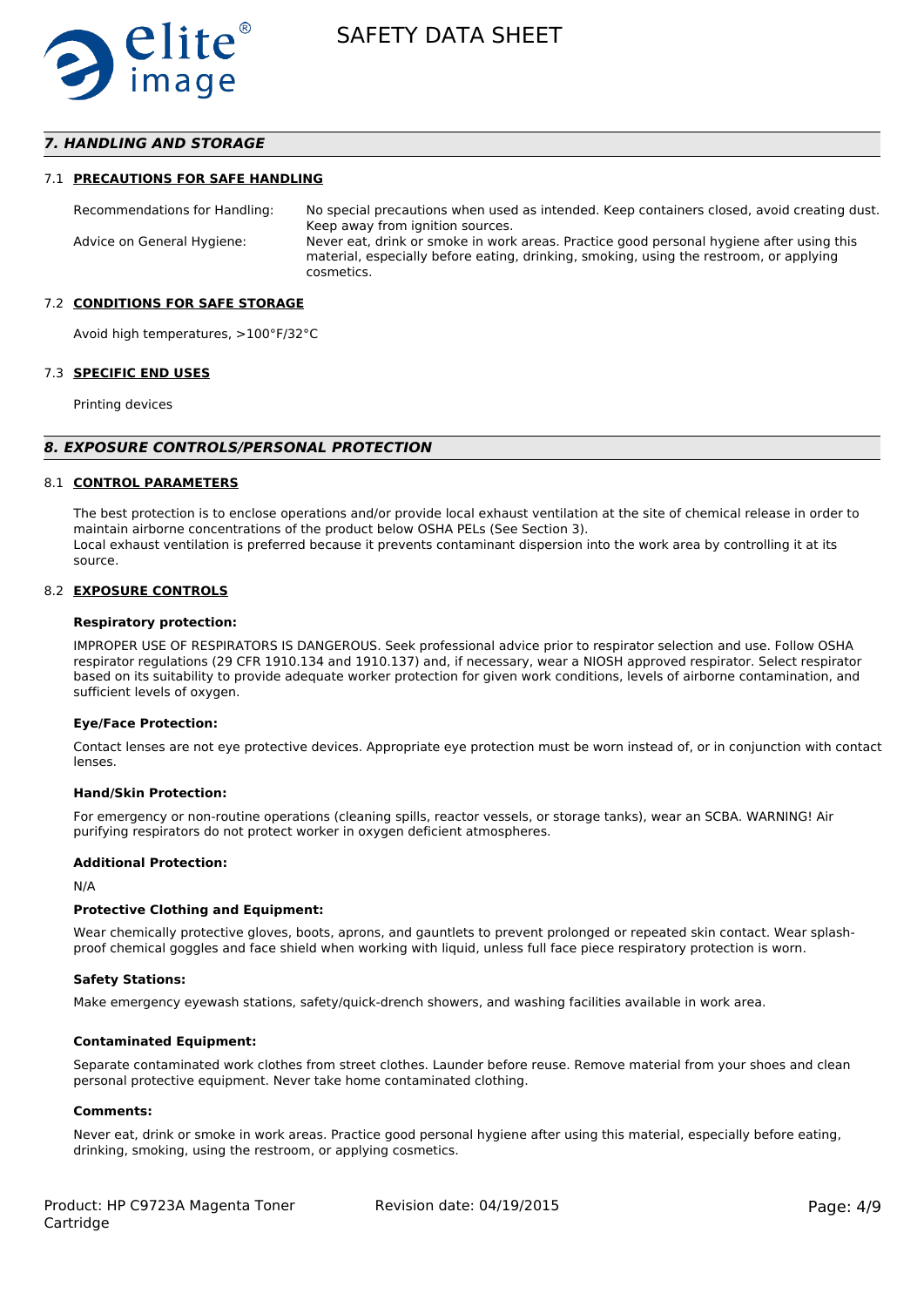## 7. HANDLING AND STORAGE

### 7.1 PRECAUTIONS FOR SAFE HANDLING

Recommendations for Handling: No special precautions when used as intended. Keep containers closed, avoid creating dust. Keep away from ignition sources.

Advice on General Hygiene: Never eat, drink or smoke in work areas. Practice good personal hygiene after using this material, especially before eating, drinking, smoking, using the restroom, or applying cosmetics.

### 7.2 CONDITIONS FOR SAFE STORAGE

Avoid high temperatures, >100°F/32°C

### 7.3 SPECIFIC END USES

Printing devices

## 8. EXPOSURE CONTROLS/PERSONAL PROTECTION

### 8.1 CONTROL PARAMETERS

The best protection is to enclose operations and/or provide local exhaust ventilation at the site of chemical release in order to maintain airborne concentrations of the product below OSHA PELs (See Section 3).
Local exhaust ventilation is preferred because it prevents contaminant dispersion into the work area by controlling it at its source.

### 8.2 EXPOSURE CONTROLS

**Respiratory protection:**

IMPROPER USE OF RESPIRATORS IS DANGEROUS. Seek professional advice prior to respirator selection and use. Follow OSHA respirator regulations (29 CFR 1910.134 and 1910.137) and, if necessary, wear a NIOSH approved respirator. Select respirator based on its suitability to provide adequate worker protection for given work conditions, levels of airborne contamination, and sufficient levels of oxygen.

**Eye/Face Protection:**

Contact lenses are not eye protective devices. Appropriate eye protection must be worn instead of, or in conjunction with contact lenses.

**Hand/Skin Protection:**

For emergency or non-routine operations (cleaning spills, reactor vessels, or storage tanks), wear an SCBA. WARNING! Air purifying respirators do not protect worker in oxygen deficient atmospheres.

**Additional Protection:**

N/A

**Protective Clothing and Equipment:**

Wear chemically protective gloves, boots, aprons, and gauntlets to prevent prolonged or repeated skin contact. Wear splash-proof chemical goggles and face shield when working with liquid, unless full face piece respiratory protection is worn.

**Safety Stations:**

Make emergency eyewash stations, safety/quick-drench showers, and washing facilities available in work area.

**Contaminated Equipment:**

Separate contaminated work clothes from street clothes. Launder before reuse. Remove material from your shoes and clean personal protective equipment. Never take home contaminated clothing.

**Comments:**

Never eat, drink or smoke in work areas. Practice good personal hygiene after using this material, especially before eating, drinking, smoking, using the restroom, or applying cosmetics.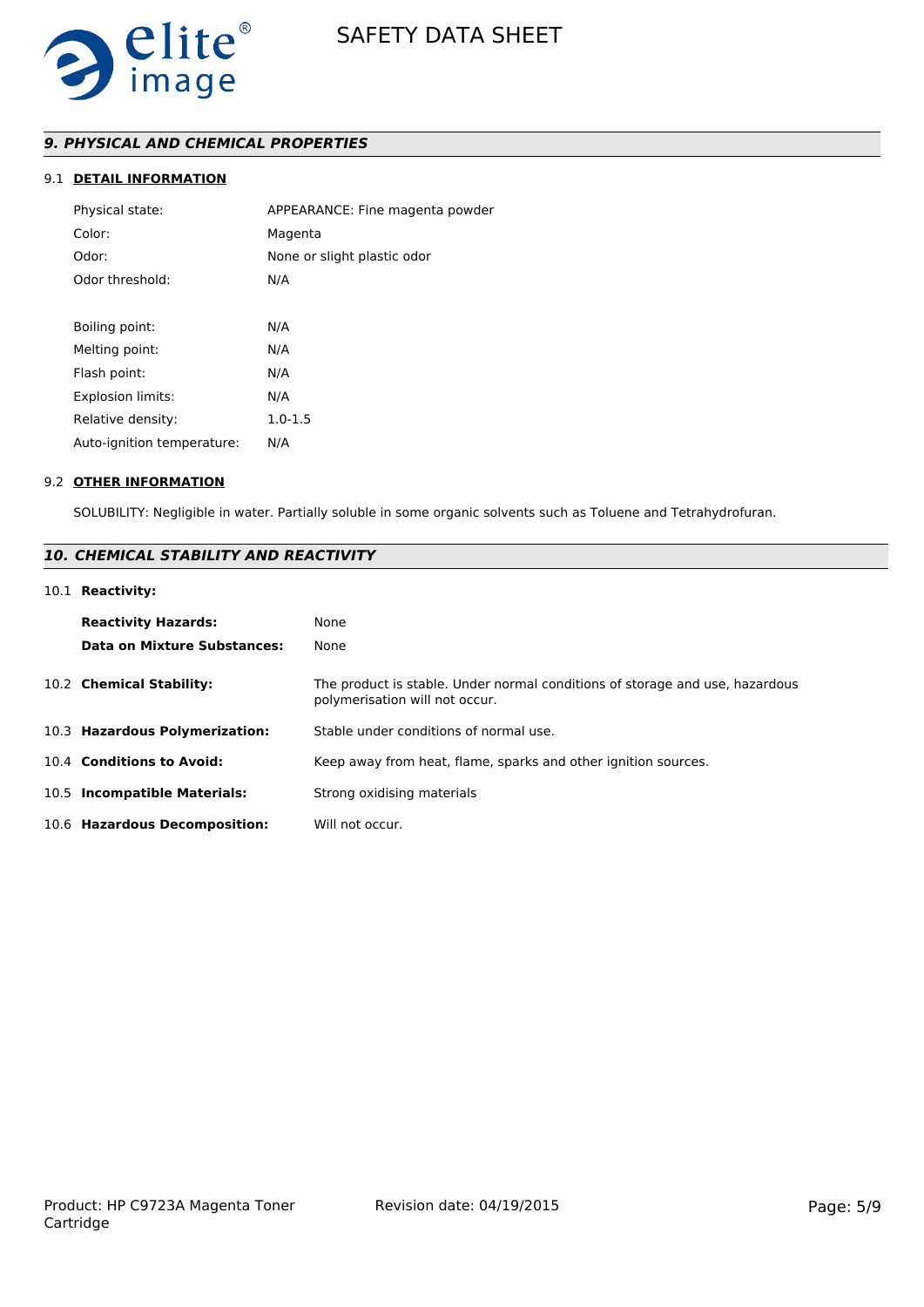## *9. PHYSICAL AND CHEMICAL PROPERTIES*

### 9.1 DETAIL INFORMATION

| | |
|---|---|
| Physical state: | APPEARANCE: Fine magenta powder |
| Color: | Magenta |
| Odor: | None or slight plastic odor |
| Odor threshold: | N/A |
| Boiling point: | N/A |
| Melting point: | N/A |
| Flash point: | N/A |
| Explosion limits: | N/A |
| Relative density: | 1.0-1.5 |
| Auto-ignition temperature: | N/A |

### 9.2 OTHER INFORMATION

SOLUBILITY: Negligible in water. Partially soluble in some organic solvents such as Toluene and Tetrahydrofuran.

## *10. CHEMICAL STABILITY AND REACTIVITY*

10.1 **Reactivity:**

| | |
|---|---|
| **Reactivity Hazards:** | None |
| **Data on Mixture Substances:** | None |

| | |
|---|---|
| 10.2 **Chemical Stability:** | The product is stable. Under normal conditions of storage and use, hazardous polymerisation will not occur. |
| 10.3 **Hazardous Polymerization:** | Stable under conditions of normal use. |
| 10.4 **Conditions to Avoid:** | Keep away from heat, flame, sparks and other ignition sources. |
| 10.5 **Incompatible Materials:** | Strong oxidising materials |
| 10.6 **Hazardous Decomposition:** | Will not occur. |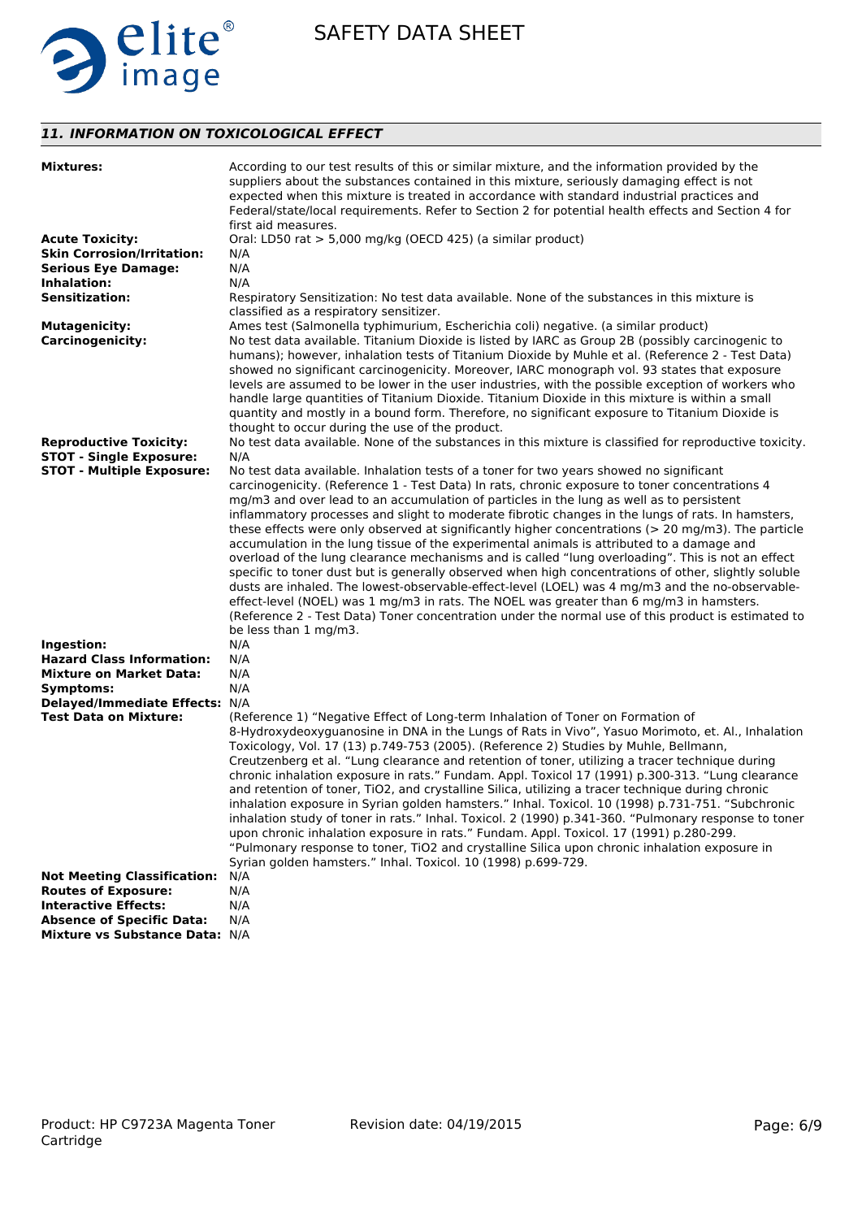## *11. INFORMATION ON TOXICOLOGICAL EFFECT*

**Mixtures:** According to our test results of this or similar mixture, and the information provided by the suppliers about the substances contained in this mixture, seriously damaging effect is not expected when this mixture is treated in accordance with standard industrial practices and Federal/state/local requirements. Refer to Section 2 for potential health effects and Section 4 for first aid measures.

**Acute Toxicity:** Oral: LD50 rat > 5,000 mg/kg (OECD 425) (a similar product)

**Skin Corrosion/Irritation:** N/A

**Serious Eye Damage:** N/A

**Inhalation:** N/A

**Sensitization:** Respiratory Sensitization: No test data available. None of the substances in this mixture is classified as a respiratory sensitizer.

**Mutagenicity:** Ames test (Salmonella typhimurium, Escherichia coli) negative. (a similar product)

**Carcinogenicity:** No test data available. Titanium Dioxide is listed by IARC as Group 2B (possibly carcinogenic to humans); however, inhalation tests of Titanium Dioxide by Muhle et al. (Reference 2 - Test Data) showed no significant carcinogenicity. Moreover, IARC monograph vol. 93 states that exposure levels are assumed to be lower in the user industries, with the possible exception of workers who handle large quantities of Titanium Dioxide. Titanium Dioxide in this mixture is within a small quantity and mostly in a bound form. Therefore, no significant exposure to Titanium Dioxide is thought to occur during the use of the product.

**Reproductive Toxicity:** No test data available. None of the substances in this mixture is classified for reproductive toxicity.

**STOT - Single Exposure:** N/A

**STOT - Multiple Exposure:** No test data available. Inhalation tests of a toner for two years showed no significant carcinogenicity. (Reference 1 - Test Data) In rats, chronic exposure to toner concentrations 4 mg/m3 and over lead to an accumulation of particles in the lung as well as to persistent inflammatory processes and slight to moderate fibrotic changes in the lungs of rats. In hamsters, these effects were only observed at significantly higher concentrations (> 20 mg/m3). The particle accumulation in the lung tissue of the experimental animals is attributed to a damage and overload of the lung clearance mechanisms and is called "lung overloading". This is not an effect specific to toner dust but is generally observed when high concentrations of other, slightly soluble dusts are inhaled. The lowest-observable-effect-level (LOEL) was 4 mg/m3 and the no-observable-effect-level (NOEL) was 1 mg/m3 in rats. The NOEL was greater than 6 mg/m3 in hamsters. (Reference 2 - Test Data) Toner concentration under the normal use of this product is estimated to be less than 1 mg/m3.

**Ingestion:** N/A

**Hazard Class Information:** N/A

**Mixture on Market Data:** N/A

**Symptoms:** N/A

**Delayed/Immediate Effects:** N/A

**Test Data on Mixture:** (Reference 1) "Negative Effect of Long-term Inhalation of Toner on Formation of 8-Hydroxydeoxyguanosine in DNA in the Lungs of Rats in Vivo", Yasuo Morimoto, et. Al., Inhalation Toxicology, Vol. 17 (13) p.749-753 (2005). (Reference 2) Studies by Muhle, Bellmann, Creutzenberg et al. "Lung clearance and retention of toner, utilizing a tracer technique during chronic inhalation exposure in rats." Fundam. Appl. Toxicol 17 (1991) p.300-313. "Lung clearance and retention of toner, TiO2, and crystalline Silica, utilizing a tracer technique during chronic inhalation exposure in Syrian golden hamsters." Inhal. Toxicol. 10 (1998) p.731-751. "Subchronic inhalation study of toner in rats." Inhal. Toxicol. 2 (1990) p.341-360. "Pulmonary response to toner upon chronic inhalation exposure in rats." Fundam. Appl. Toxicol. 17 (1991) p.280-299. "Pulmonary response to toner, TiO2 and crystalline Silica upon chronic inhalation exposure in Syrian golden hamsters." Inhal. Toxicol. 10 (1998) p.699-729.

**Not Meeting Classification:** N/A

**Routes of Exposure:** N/A

**Interactive Effects:** N/A

**Absence of Specific Data:** N/A

**Mixture vs Substance Data:** N/A

Product: HP C9723A Magenta Toner Cartridge

Revision date: 04/19/2015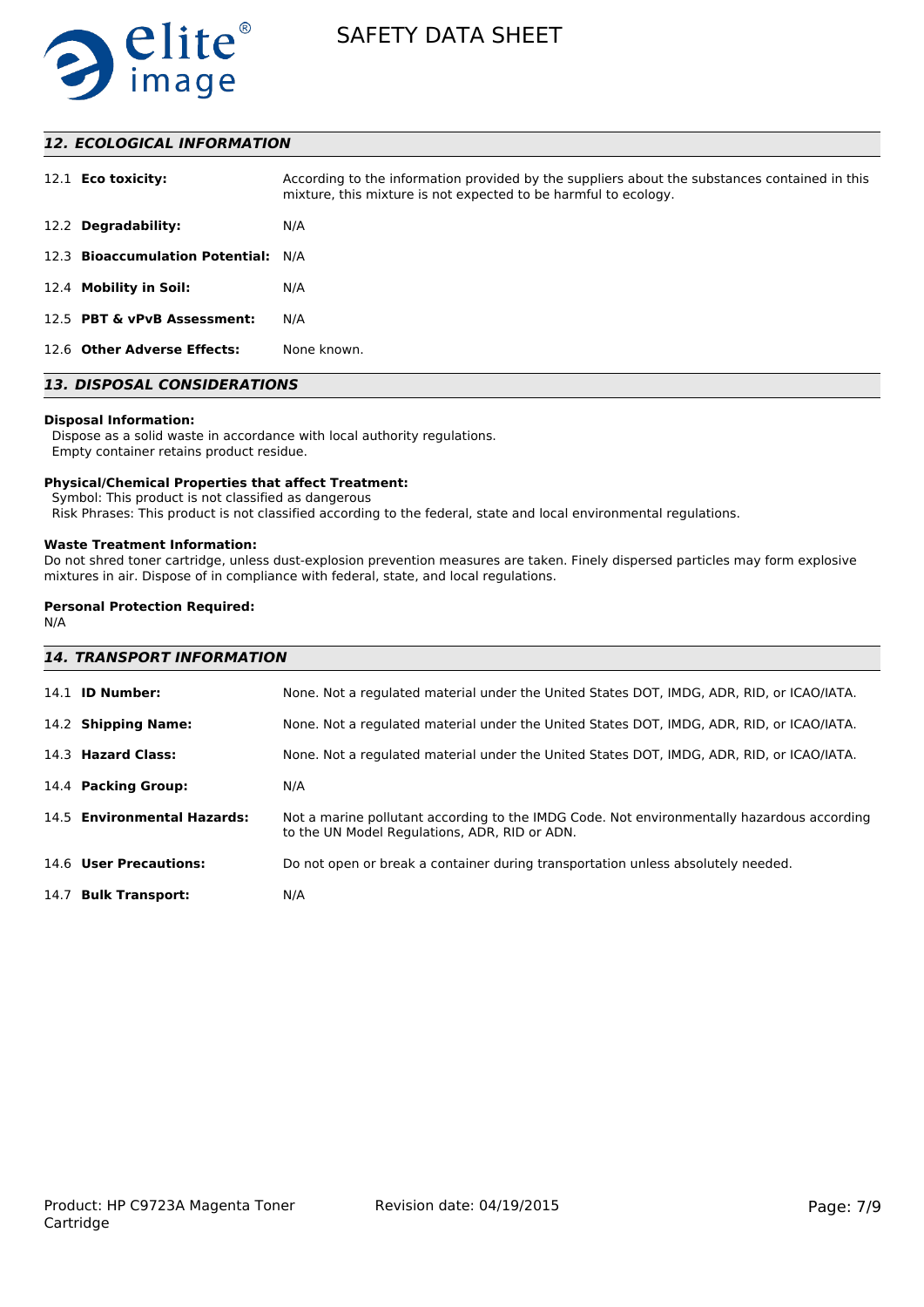## 12. ECOLOGICAL INFORMATION

| | |
|---|---|
| 12.1 **Eco toxicity:** | According to the information provided by the suppliers about the substances contained in this mixture, this mixture is not expected to be harmful to ecology. |
| 12.2 **Degradability:** | N/A |
| 12.3 **Bioaccumulation Potential:** | N/A |
| 12.4 **Mobility in Soil:** | N/A |
| 12.5 **PBT & vPvB Assessment:** | N/A |
| 12.6 **Other Adverse Effects:** | None known. |

## 13. DISPOSAL CONSIDERATIONS

**Disposal Information:**
Dispose as a solid waste in accordance with local authority regulations.
Empty container retains product residue.

**Physical/Chemical Properties that affect Treatment:**
Symbol: This product is not classified as dangerous
Risk Phrases: This product is not classified according to the federal, state and local environmental regulations.

**Waste Treatment Information:**
Do not shred toner cartridge, unless dust-explosion prevention measures are taken. Finely dispersed particles may form explosive mixtures in air. Dispose of in compliance with federal, state, and local regulations.

**Personal Protection Required:**
N/A

## 14. TRANSPORT INFORMATION

| | |
|---|---|
| 14.1 **ID Number:** | None. Not a regulated material under the United States DOT, IMDG, ADR, RID, or ICAO/IATA. |
| 14.2 **Shipping Name:** | None. Not a regulated material under the United States DOT, IMDG, ADR, RID, or ICAO/IATA. |
| 14.3 **Hazard Class:** | None. Not a regulated material under the United States DOT, IMDG, ADR, RID, or ICAO/IATA. |
| 14.4 **Packing Group:** | N/A |
| 14.5 **Environmental Hazards:** | Not a marine pollutant according to the IMDG Code. Not environmentally hazardous according to the UN Model Regulations, ADR, RID or ADN. |
| 14.6 **User Precautions:** | Do not open or break a container during transportation unless absolutely needed. |
| 14.7 **Bulk Transport:** | N/A |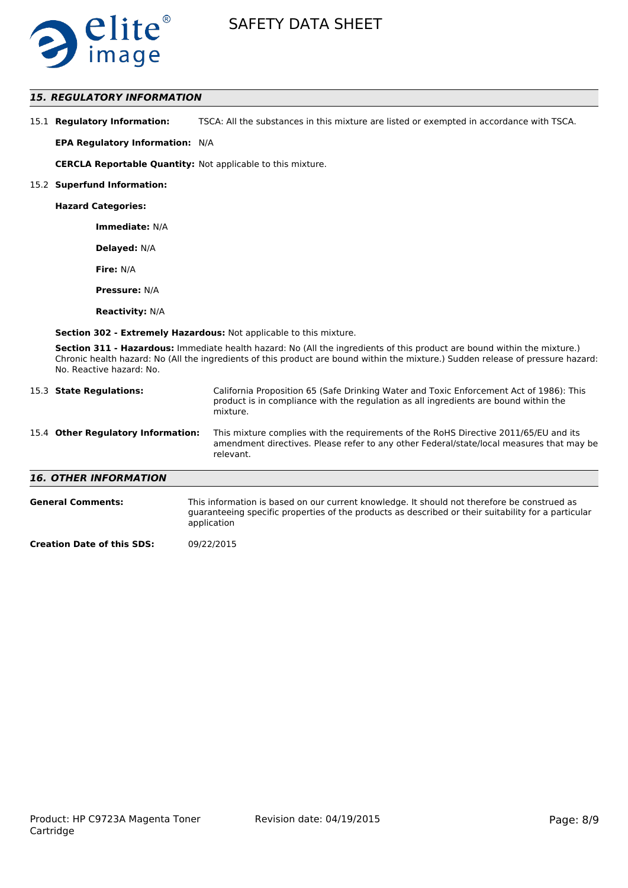## *15. REGULATORY INFORMATION*

15.1 **Regulatory Information:** TSCA: All the substances in this mixture are listed or exempted in accordance with TSCA.

**EPA Regulatory Information:** N/A

**CERCLA Reportable Quantity:** Not applicable to this mixture.

15.2 **Superfund Information:**

**Hazard Categories:**

**Immediate:** N/A

**Delayed:** N/A

**Fire:** N/A

**Pressure:** N/A

**Reactivity:** N/A

**Section 302 - Extremely Hazardous:** Not applicable to this mixture.

**Section 311 - Hazardous:** Immediate health hazard: No (All the ingredients of this product are bound within the mixture.) Chronic health hazard: No (All the ingredients of this product are bound within the mixture.) Sudden release of pressure hazard: No. Reactive hazard: No.

15.3 **State Regulations:** California Proposition 65 (Safe Drinking Water and Toxic Enforcement Act of 1986): This product is in compliance with the regulation as all ingredients are bound within the mixture.

15.4 **Other Regulatory Information:** This mixture complies with the requirements of the RoHS Directive 2011/65/EU and its amendment directives. Please refer to any other Federal/state/local measures that may be relevant.

## *16. OTHER INFORMATION*

**General Comments:** This information is based on our current knowledge. It should not therefore be construed as guaranteeing specific properties of the products as described or their suitability for a particular application

**Creation Date of this SDS:** 09/22/2015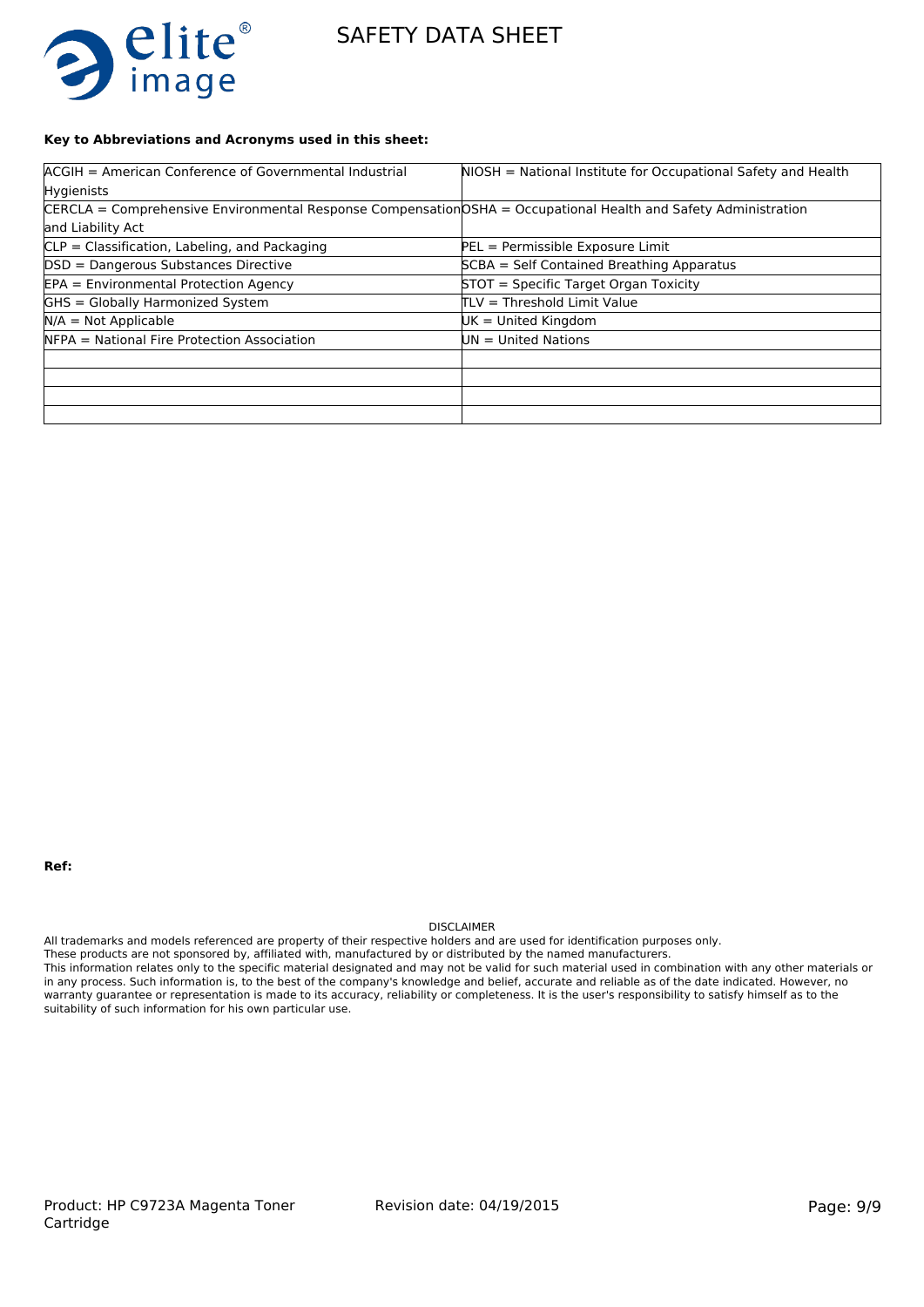**Key to Abbreviations and Acronyms used in this sheet:**

| | |
|---|---|
| ACGIH = American Conference of Governmental Industrial Hygienists | NIOSH = National Institute for Occupational Safety and Health |
| CERCLA = Comprehensive Environmental Response Compensation and Liability Act | OSHA = Occupational Health and Safety Administration |
| CLP = Classification, Labeling, and Packaging | PEL = Permissible Exposure Limit |
| DSD = Dangerous Substances Directive | SCBA = Self Contained Breathing Apparatus |
| EPA = Environmental Protection Agency | STOT = Specific Target Organ Toxicity |
| GHS = Globally Harmonized System | TLV = Threshold Limit Value |
| N/A = Not Applicable | UK = United Kingdom |
| NFPA = National Fire Protection Association | UN = United Nations |
| | |
| | |
| | |
| | |

**Ref:**

DISCLAIMER

All trademarks and models referenced are property of their respective holders and are used for identification purposes only.
These products are not sponsored by, affiliated with, manufactured by or distributed by the named manufacturers.
This information relates only to the specific material designated and may not be valid for such material used in combination with any other materials or in any process. Such information is, to the best of the company's knowledge and belief, accurate and reliable as of the date indicated. However, no warranty guarantee or representation is made to its accuracy, reliability or completeness. It is the user's responsibility to satisfy himself as to the suitability of such information for his own particular use.